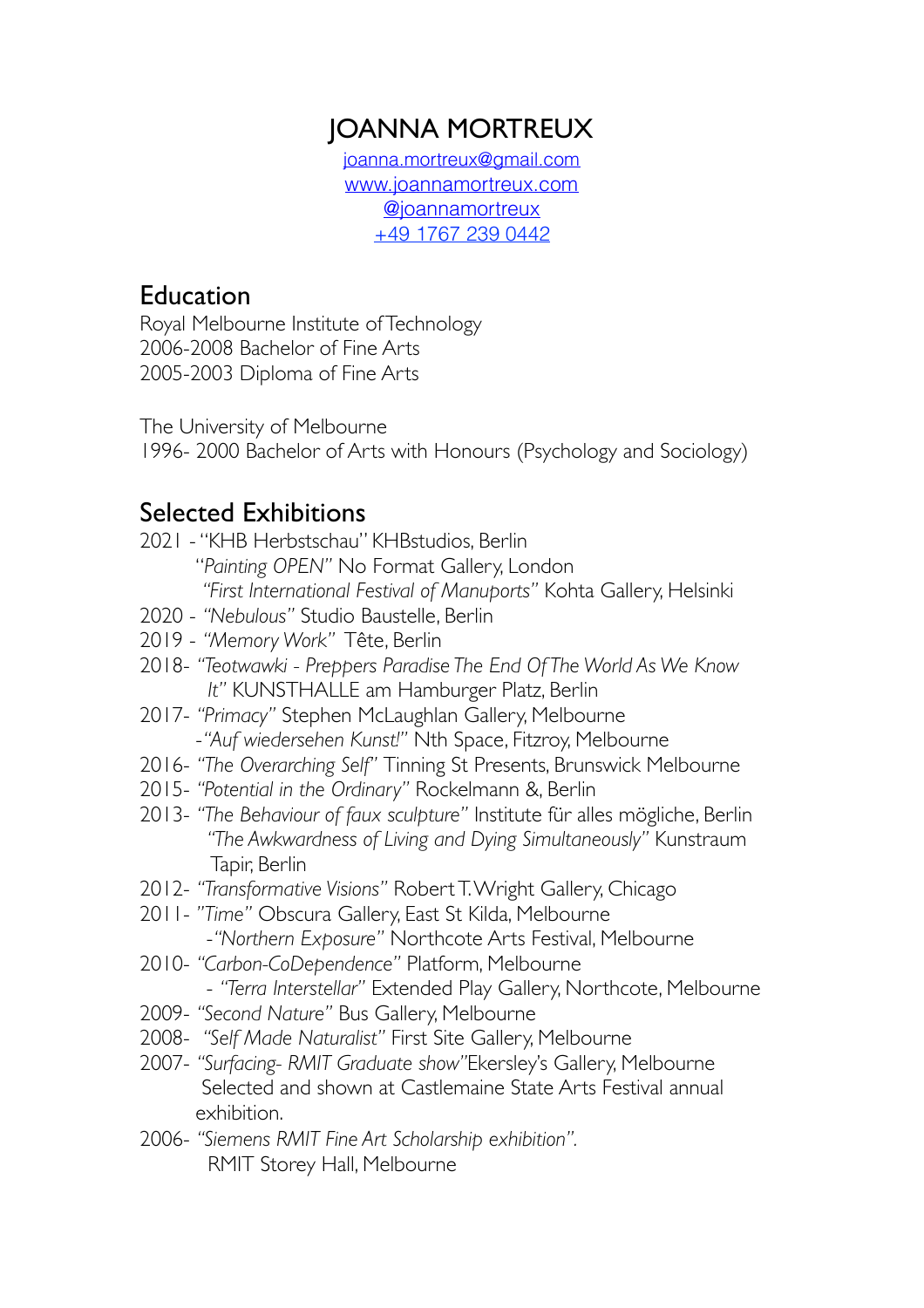# JOANNA MORTREUX

joanna.mortreux@gmail.com
www.joannamortreux.com
@joannamortreux
+49 1767 239 0442

## Education

Royal Melbourne Institute of Technology
2006-2008 Bachelor of Fine Arts
2005-2003 Diploma of Fine Arts

The University of Melbourne
1996- 2000 Bachelor of Arts with Honours (Psychology and Sociology)

## Selected Exhibitions

2021 - "KHB Herbstschau" KHBstudios, Berlin
*"Painting OPEN"* No Format Gallery, London
*"First International Festival of Manuports"* Kohta Gallery, Helsinki
2020 - *"Nebulous"* Studio Baustelle, Berlin
2019 - *"Memory Work"* Tête, Berlin
2018- *"Teotwawki - Preppers Paradise The End Of The World As We Know It"* KUNSTHALLE am Hamburger Platz, Berlin
2017- *"Primacy"* Stephen McLaughlan Gallery, Melbourne
-*"Auf wiedersehen Kunst!"* Nth Space, Fitzroy, Melbourne
2016- *"The Overarching Self"* Tinning St Presents, Brunswick Melbourne
2015- *"Potential in the Ordinary"* Rockelmann &, Berlin
2013- *"The Behaviour of faux sculpture"* Institute für alles mögliche, Berlin
*"The Awkwardness of Living and Dying Simultaneously"* Kunstraum Tapir, Berlin
2012- *"Transformative Visions"* Robert T. Wright Gallery, Chicago
2011- *"Time"* Obscura Gallery, East St Kilda, Melbourne
-*"Northern Exposure"* Northcote Arts Festival, Melbourne
2010- *"Carbon-CoDependence"* Platform, Melbourne
- *"Terra Interstellar"* Extended Play Gallery, Northcote, Melbourne
2009- *"Second Nature"* Bus Gallery, Melbourne
2008- *"Self Made Naturalist"* First Site Gallery, Melbourne
2007- *"Surfacing- RMIT Graduate show"* Ekersley's Gallery, Melbourne
Selected and shown at Castlemaine State Arts Festival annual exhibition.
2006- *"Siemens RMIT Fine Art Scholarship exhibition".*
RMIT Storey Hall, Melbourne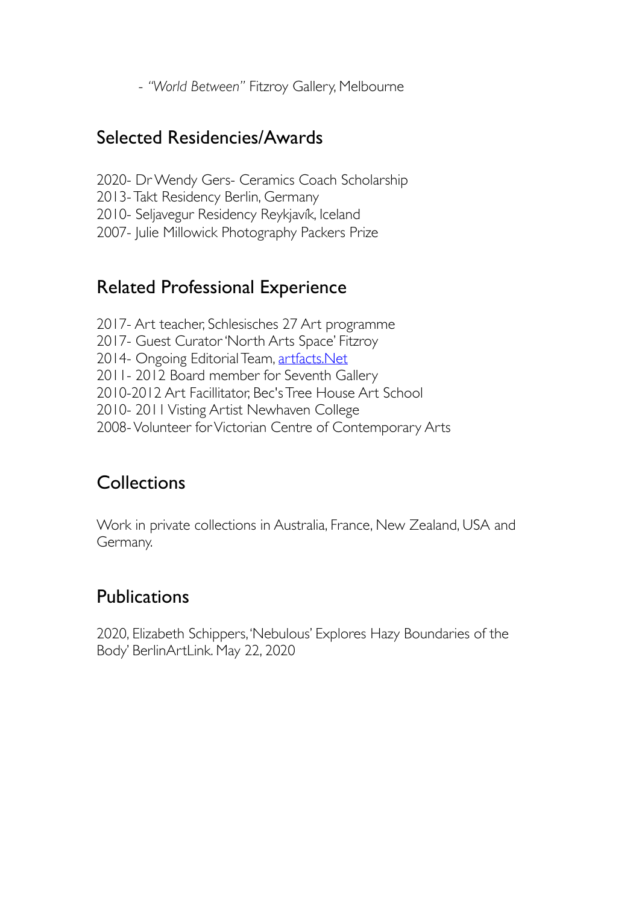- *"World Between"* Fitzroy Gallery, Melbourne

## Selected Residencies/Awards

2020- Dr Wendy Gers- Ceramics Coach Scholarship
2013- Takt Residency Berlin, Germany
2010- Seljavegur Residency Reykjavík, Iceland
2007- Julie Millowick Photography Packers Prize

## Related Professional Experience

2017- Art teacher, Schlesisches 27 Art programme
2017- Guest Curator 'North Arts Space' Fitzroy
2014- Ongoing Editorial Team, artfacts.Net
2011- 2012 Board member for Seventh Gallery
2010-2012 Art Facillitator, Bec's Tree House Art School
2010- 2011 Visting Artist Newhaven College
2008- Volunteer for Victorian Centre of Contemporary Arts

## Collections

Work in private collections in Australia, France, New Zealand, USA and Germany.

## Publications

2020, Elizabeth Schippers, 'Nebulous' Explores Hazy Boundaries of the Body' BerlinArtLink. May 22, 2020